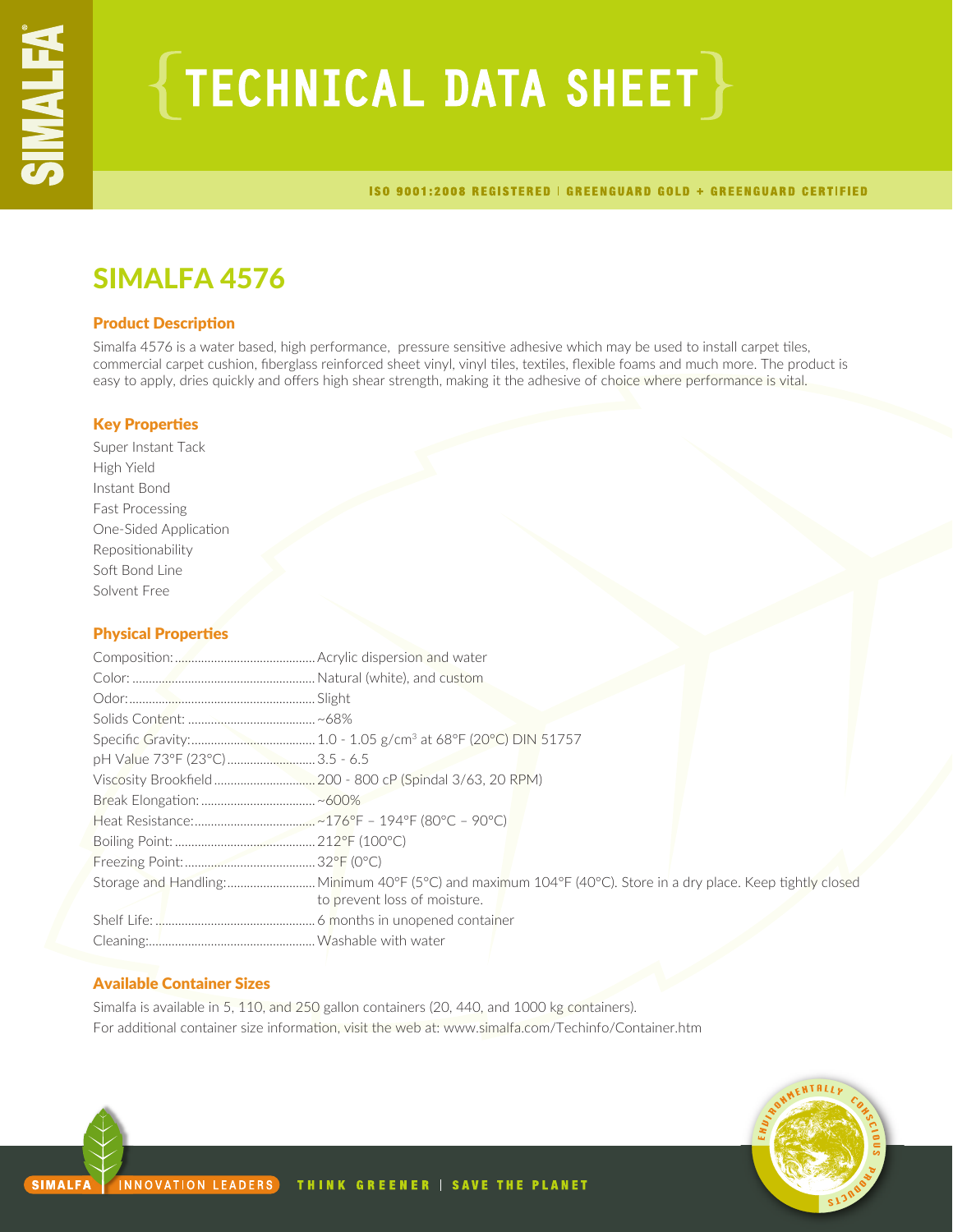# TECHNICAL DATA SHEET

ISO 9001:2008 REGISTERED | GREENGUARD GOLD + GREENGUARD CERTIFIED

## SIMALFA 4576

### Product Description

Simalfa 4576 is a water based, high performance, pressure sensitive adhesive which may be used to install carpet tiles, commercial carpet cushion, fiberglass reinforced sheet vinyl, vinyl tiles, textiles, flexible foams and much more. The product is easy to apply, dries quickly and offers high shear strength, making it the adhesive of choice where performance is vital.

### Key Properties

Super Instant Tack
High Yield
Instant Bond
Fast Processing
One-Sided Application
Repositionability
Soft Bond Line
Solvent Free

### Physical Properties

| | |
|---|---|
| Composition: | Acrylic dispersion and water |
| Color: | Natural (white), and custom |
| Odor: | Slight |
| Solids Content: | ~68% |
| Specific Gravity: | 1.0 - 1.05 g/cm³ at 68°F (20°C) DIN 51757 |
| pH Value 73°F (23°C) | 3.5 - 6.5 |
| Viscosity Brookfield | 200 - 800 cP (Spindal 3/63, 20 RPM) |
| Break Elongation: | ~600% |
| Heat Resistance: | ~176°F – 194°F (80°C – 90°C) |
| Boiling Point: | 212°F (100°C) |
| Freezing Point: | 32°F (0°C) |
| Storage and Handling: | Minimum 40°F (5°C) and maximum 104°F (40°C). Store in a dry place. Keep tightly closed to prevent loss of moisture. |
| Shelf Life: | 6 months in unopened container |
| Cleaning: | Washable with water |

### Available Container Sizes

Simalfa is available in 5, 110, and 250 gallon containers (20, 440, and 1000 kg containers).
For additional container size information, visit the web at: www.simalfa.com/Techinfo/Container.htm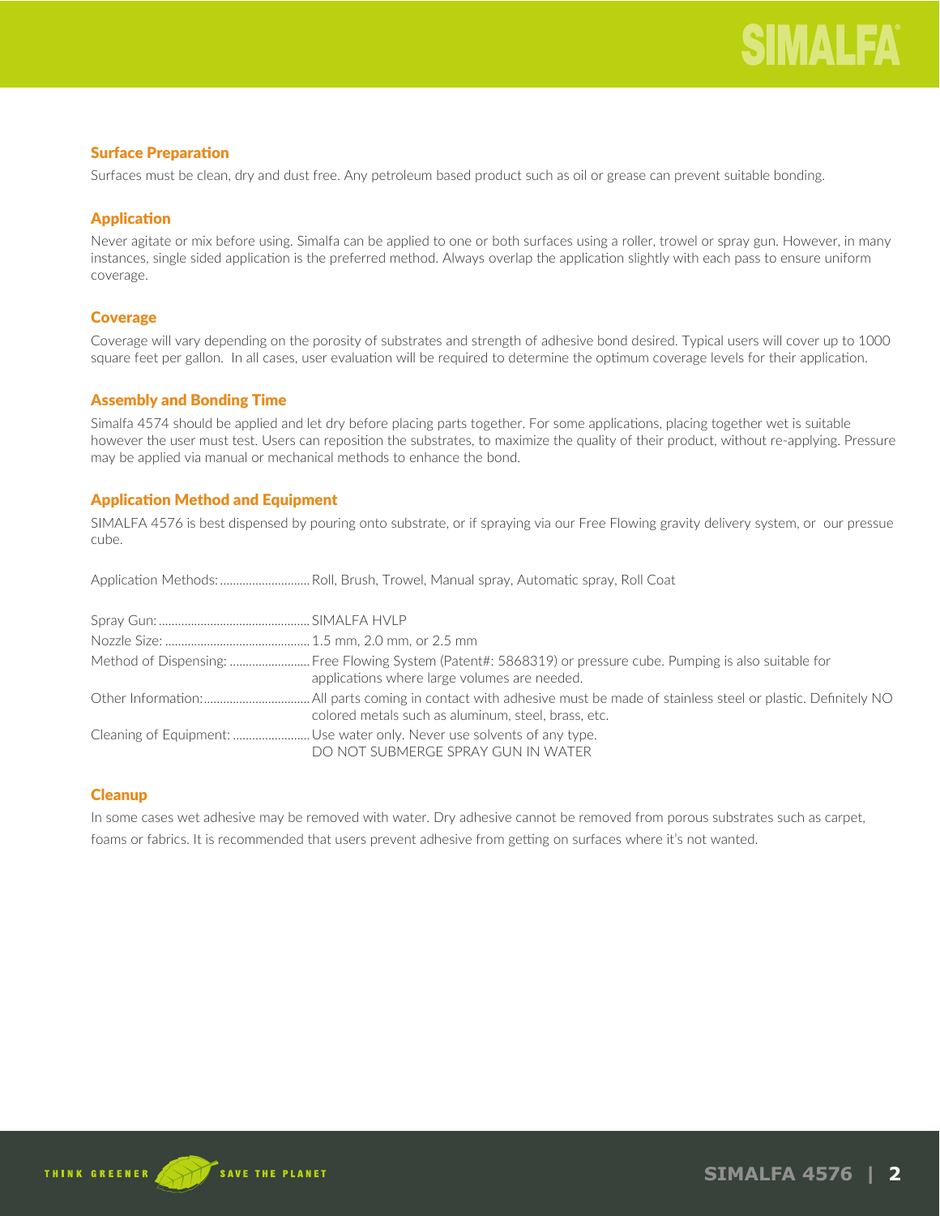### Surface Preparation

Surfaces must be clean, dry and dust free. Any petroleum based product such as oil or grease can prevent suitable bonding.

### Application

Never agitate or mix before using. Simalfa can be applied to one or both surfaces using a roller, trowel or spray gun. However, in many instances, single sided application is the preferred method. Always overlap the application slightly with each pass to ensure uniform coverage.

### Coverage

Coverage will vary depending on the porosity of substrates and strength of adhesive bond desired. Typical users will cover up to 1000 square feet per gallon. In all cases, user evaluation will be required to determine the optimum coverage levels for their application.

### Assembly and Bonding Time

Simalfa 4574 should be applied and let dry before placing parts together. For some applications, placing together wet is suitable however the user must test. Users can reposition the substrates, to maximize the quality of their product, without re-applying. Pressure may be applied via manual or mechanical methods to enhance the bond.

### Application Method and Equipment

SIMALFA 4576 is best dispensed by pouring onto substrate, or if spraying via our Free Flowing gravity delivery system, or our pressue cube.

Application Methods: ............................ Roll, Brush, Trowel, Manual spray, Automatic spray, Roll Coat

Spray Gun: ............................................... SIMALFA HVLP

Nozzle Size: .............................................. 1.5 mm, 2.0 mm, or 2.5 mm

Method of Dispensing: ......................... Free Flowing System (Patent#: 5868319) or pressure cube. Pumping is also suitable for applications where large volumes are needed.

Other Information: ................................. All parts coming in contact with adhesive must be made of stainless steel or plastic. Definitely NO colored metals such as aluminum, steel, brass, etc.

Cleaning of Equipment: ........................ Use water only. Never use solvents of any type.
DO NOT SUBMERGE SPRAY GUN IN WATER

### Cleanup

In some cases wet adhesive may be removed with water. Dry adhesive cannot be removed from porous substrates such as carpet, foams or fabrics. It is recommended that users prevent adhesive from getting on surfaces where it's not wanted.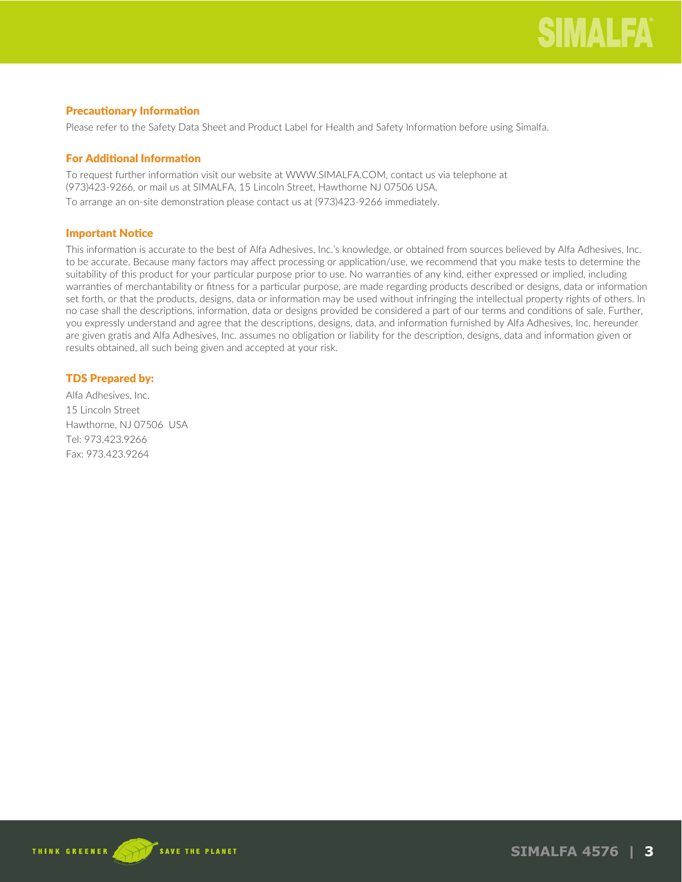## Precautionary Information

Please refer to the Safety Data Sheet and Product Label for Health and Safety Information before using Simalfa.

## For Additional Information

To request further information visit our website at WWW.SIMALFA.COM, contact us via telephone at (973)423-9266, or mail us at SIMALFA, 15 Lincoln Street, Hawthorne NJ 07506 USA.

To arrange an on-site demonstration please contact us at (973)423-9266 immediately.

## Important Notice

This information is accurate to the best of Alfa Adhesives, Inc.'s knowledge, or obtained from sources believed by Alfa Adhesives, Inc. to be accurate. Because many factors may affect processing or application/use, we recommend that you make tests to determine the suitability of this product for your particular purpose prior to use. No warranties of any kind, either expressed or implied, including warranties of merchantability or fitness for a particular purpose, are made regarding products described or designs, data or information set forth, or that the products, designs, data or information may be used without infringing the intellectual property rights of others. In no case shall the descriptions, information, data or designs provided be considered a part of our terms and conditions of sale. Further, you expressly understand and agree that the descriptions, designs, data, and information furnished by Alfa Adhesives, Inc. hereunder are given gratis and Alfa Adhesives, Inc. assumes no obligation or liability for the description, designs, data and information given or results obtained, all such being given and accepted at your risk.

## TDS Prepared by:

Alfa Adhesives, Inc.
15 Lincoln Street
Hawthorne, NJ 07506 USA
Tel: 973.423.9266
Fax: 973.423.9264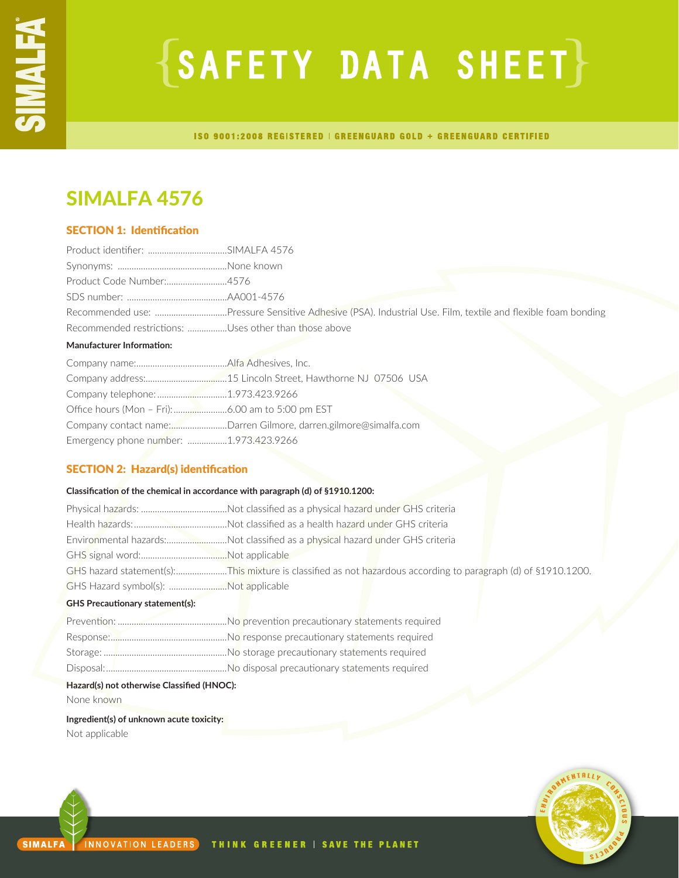# SAFETY DATA SHEET

ISO 9001:2008 REGISTERED | GREENGUARD GOLD + GREENGUARD CERTIFIED

## SIMALFA 4576

### SECTION 1: Identification

Product identifier: ..................................SIMALFA 4576
Synonyms: ...............................................None known
Product Code Number:...........................4576
SDS number: ...........................................AA001-4576
Recommended use: ...............................Pressure Sensitive Adhesive (PSA). Industrial Use. Film, textile and flexible foam bonding
Recommended restrictions: .................Uses other than those above

**Manufacturer Information:**

Company name:.......................................Alfa Adhesives, Inc.
Company address:...................................15 Lincoln Street, Hawthorne NJ 07506 USA
Company telephone:..............................1.973.423.9266
Office hours (Mon – Fri):.......................6.00 am to 5:00 pm EST
Company contact name:........................Darren Gilmore, darren.gilmore@simalfa.com
Emergency phone number: .................1.973.423.9266

### SECTION 2: Hazard(s) identification

**Classification of the chemical in accordance with paragraph (d) of §1910.1200:**

Physical hazards: .....................................Not classified as a physical hazard under GHS criteria
Health hazards:........................................Not classified as a health hazard under GHS criteria
Environmental hazards:..........................Not classified as a physical hazard under GHS criteria
GHS signal word:.....................................Not applicable
GHS hazard statement(s):......................This mixture is classified as not hazardous according to paragraph (d) of §1910.1200.
GHS Hazard symbol(s): .........................Not applicable

**GHS Precautionary statement(s):**

Prevention: ..............................................No prevention precautionary statements required
Response:.................................................No response precautionary statements required
Storage: ....................................................No storage precautionary statements required
Disposal:...................................................No disposal precautionary statements required

**Hazard(s) not otherwise Classified (HNOC):**

None known

**Ingredient(s) of unknown acute toxicity:**

Not applicable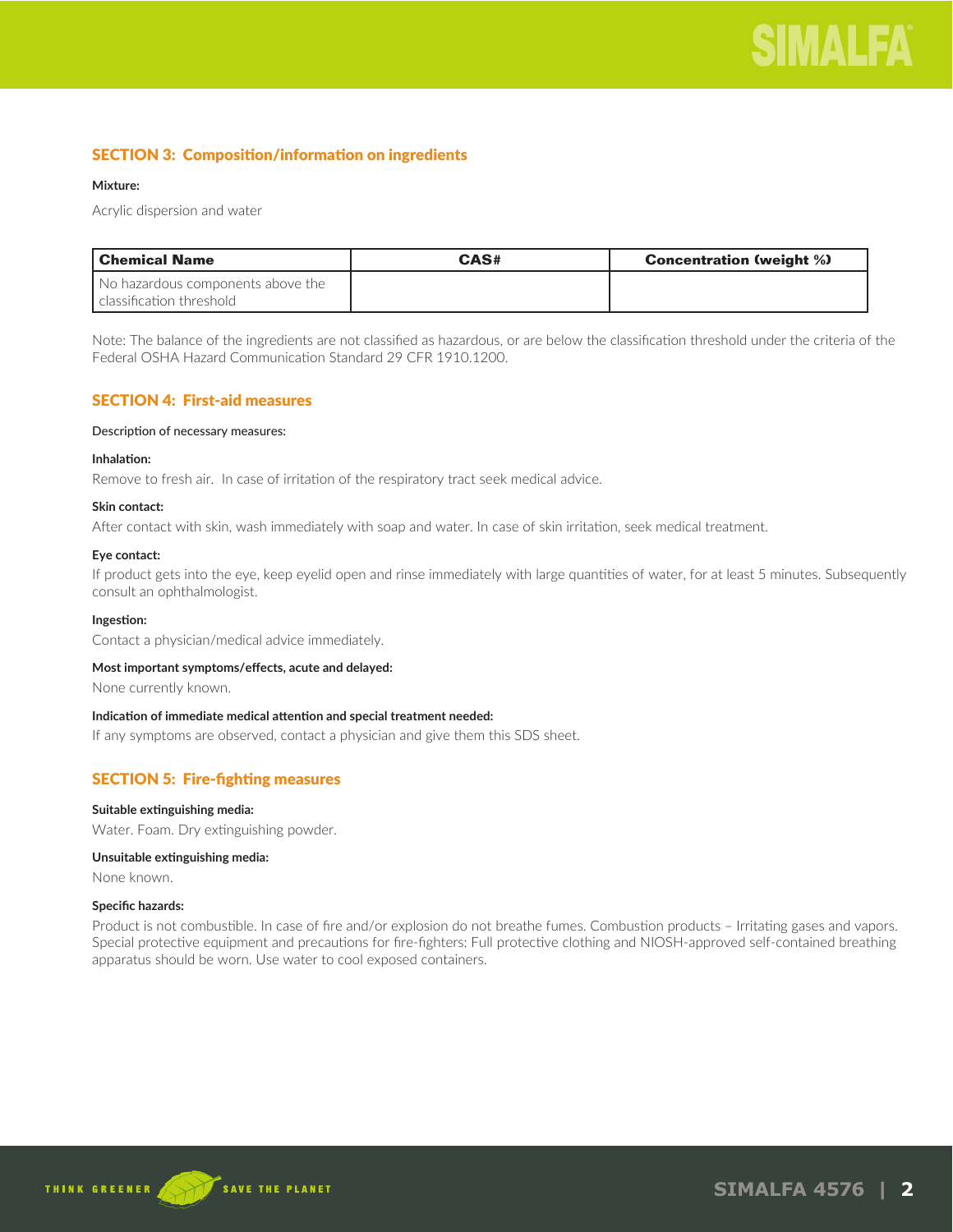## SECTION 3: Composition/information on ingredients

**Mixture:**

Acrylic dispersion and water

| Chemical Name | CAS# | Concentration (weight %) |
|---|---|---|
| No hazardous components above the classification threshold | | |

Note: The balance of the ingredients are not classified as hazardous, or are below the classification threshold under the criteria of the Federal OSHA Hazard Communication Standard 29 CFR 1910.1200.

## SECTION 4: First-aid measures

Description of necessary measures:

**Inhalation:**

Remove to fresh air. In case of irritation of the respiratory tract seek medical advice.

**Skin contact:**

After contact with skin, wash immediately with soap and water. In case of skin irritation, seek medical treatment.

**Eye contact:**

If product gets into the eye, keep eyelid open and rinse immediately with large quantities of water, for at least 5 minutes. Subsequently consult an ophthalmologist.

**Ingestion:**

Contact a physician/medical advice immediately.

**Most important symptoms/effects, acute and delayed:**

None currently known.

**Indication of immediate medical attention and special treatment needed:**

If any symptoms are observed, contact a physician and give them this SDS sheet.

## SECTION 5: Fire-fighting measures

**Suitable extinguishing media:**

Water. Foam. Dry extinguishing powder.

**Unsuitable extinguishing media:**

None known.

**Specific hazards:**

Product is not combustible. In case of fire and/or explosion do not breathe fumes. Combustion products – Irritating gases and vapors. Special protective equipment and precautions for fire-fighters: Full protective clothing and NIOSH-approved self-contained breathing apparatus should be worn. Use water to cool exposed containers.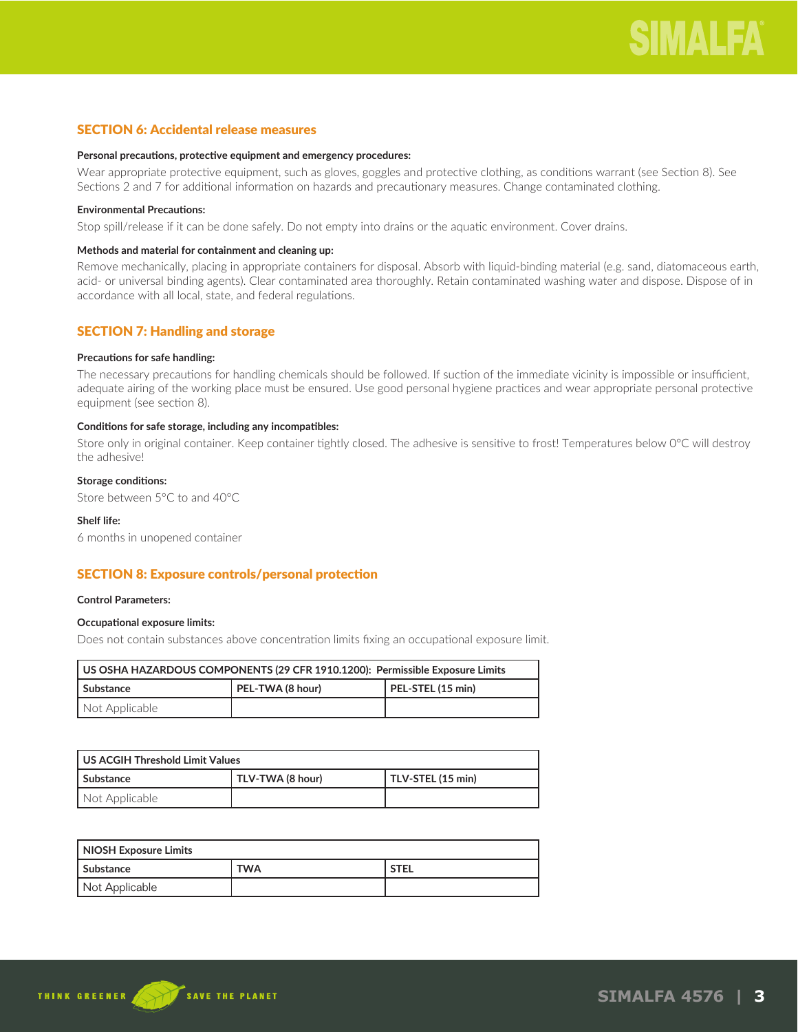## SECTION 6: Accidental release measures

**Personal precautions, protective equipment and emergency procedures:**

Wear appropriate protective equipment, such as gloves, goggles and protective clothing, as conditions warrant (see Section 8). See Sections 2 and 7 for additional information on hazards and precautionary measures. Change contaminated clothing.

**Environmental Precautions:**

Stop spill/release if it can be done safely. Do not empty into drains or the aquatic environment. Cover drains.

**Methods and material for containment and cleaning up:**

Remove mechanically, placing in appropriate containers for disposal. Absorb with liquid-binding material (e.g. sand, diatomaceous earth, acid- or universal binding agents). Clear contaminated area thoroughly. Retain contaminated washing water and dispose. Dispose of in accordance with all local, state, and federal regulations.

## SECTION 7: Handling and storage

**Precautions for safe handling:**

The necessary precautions for handling chemicals should be followed. If suction of the immediate vicinity is impossible or insufficient, adequate airing of the working place must be ensured. Use good personal hygiene practices and wear appropriate personal protective equipment (see section 8).

**Conditions for safe storage, including any incompatibles:**

Store only in original container. Keep container tightly closed. The adhesive is sensitive to frost! Temperatures below 0°C will destroy the adhesive!

**Storage conditions:**

Store between 5°C to and 40°C

**Shelf life:**

6 months in unopened container

## SECTION 8: Exposure controls/personal protection

**Control Parameters:**

**Occupational exposure limits:**

Does not contain substances above concentration limits fixing an occupational exposure limit.

| US OSHA HAZARDOUS COMPONENTS (29 CFR 1910.1200): Permissible Exposure Limits | | |
|---|---|---|
| **Substance** | **PEL-TWA (8 hour)** | **PEL-STEL (15 min)** |
| Not Applicable | | |

| US ACGIH Threshold Limit Values | | |
|---|---|---|
| **Substance** | **TLV-TWA (8 hour)** | **TLV-STEL (15 min)** |
| Not Applicable | | |

| NIOSH Exposure Limits | | |
|---|---|---|
| **Substance** | **TWA** | **STEL** |
| Not Applicable | | |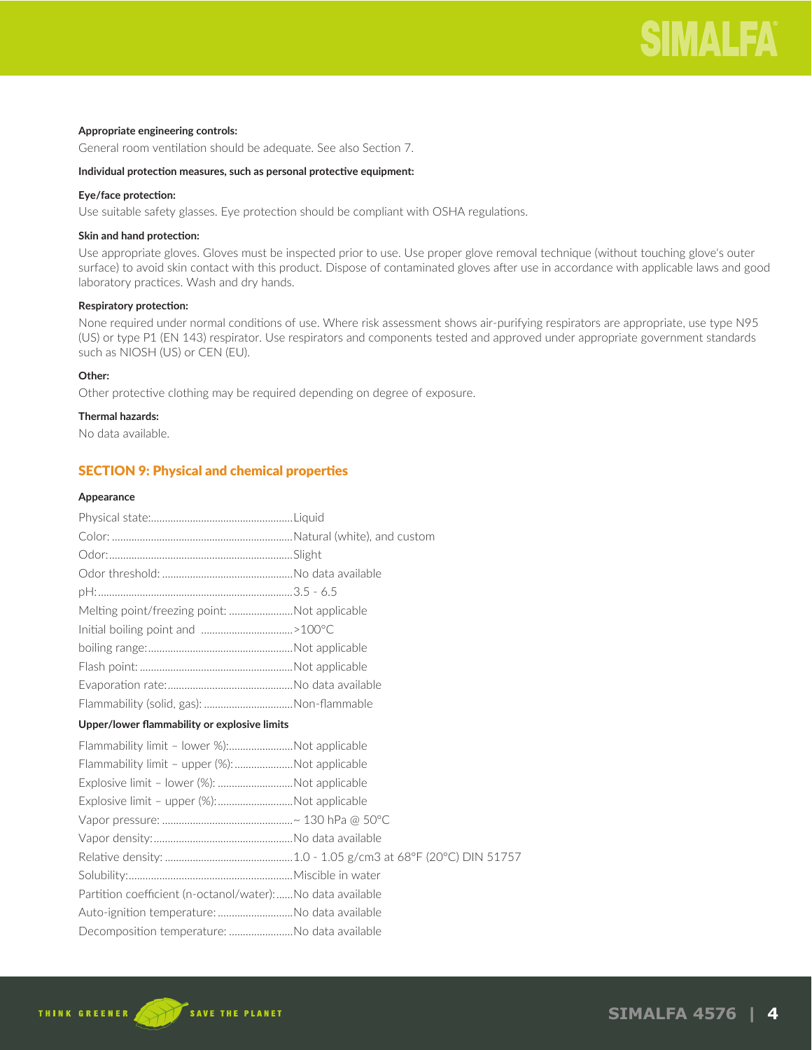**Appropriate engineering controls:**

General room ventilation should be adequate. See also Section 7.

**Individual protection measures, such as personal protective equipment:**

**Eye/face protection:**

Use suitable safety glasses. Eye protection should be compliant with OSHA regulations.

**Skin and hand protection:**

Use appropriate gloves. Gloves must be inspected prior to use. Use proper glove removal technique (without touching glove's outer surface) to avoid skin contact with this product. Dispose of contaminated gloves after use in accordance with applicable laws and good laboratory practices. Wash and dry hands.

**Respiratory protection:**

None required under normal conditions of use. Where risk assessment shows air-purifying respirators are appropriate, use type N95 (US) or type P1 (EN 143) respirator. Use respirators and components tested and approved under appropriate government standards such as NIOSH (US) or CEN (EU).

**Other:**

Other protective clothing may be required depending on degree of exposure.

**Thermal hazards:**

No data available.

## SECTION 9: Physical and chemical properties

**Appearance**

Physical state:................................................Liquid
Color: ...........................................................Natural (white), and custom
Odor:............................................................Slight
Odor threshold: .............................................No data available
pH:...............................................................3.5 - 6.5
Melting point/freezing point: ........................Not applicable
Initial boiling point and .................................>100°C
boiling range:................................................Not applicable
Flash point: ...................................................Not applicable
Evaporation rate:...........................................No data available
Flammability (solid, gas): ...............................Non-flammable

**Upper/lower flammability or explosive limits**

Flammability limit – lower %):.......................Not applicable
Flammability limit – upper (%):.....................Not applicable
Explosive limit – lower (%): ...........................Not applicable
Explosive limit – upper (%):...........................Not applicable
Vapor pressure: ............................................~ 130 hPa @ 50°C
Vapor density:...............................................No data available
Relative density: ...........................................1.0 - 1.05 g/cm3 at 68°F (20°C) DIN 51757
Solubility:......................................................Miscible in water
Partition coefficient (n-octanol/water):......No data available
Auto-ignition temperature:...........................No data available
Decomposition temperature: .......................No data available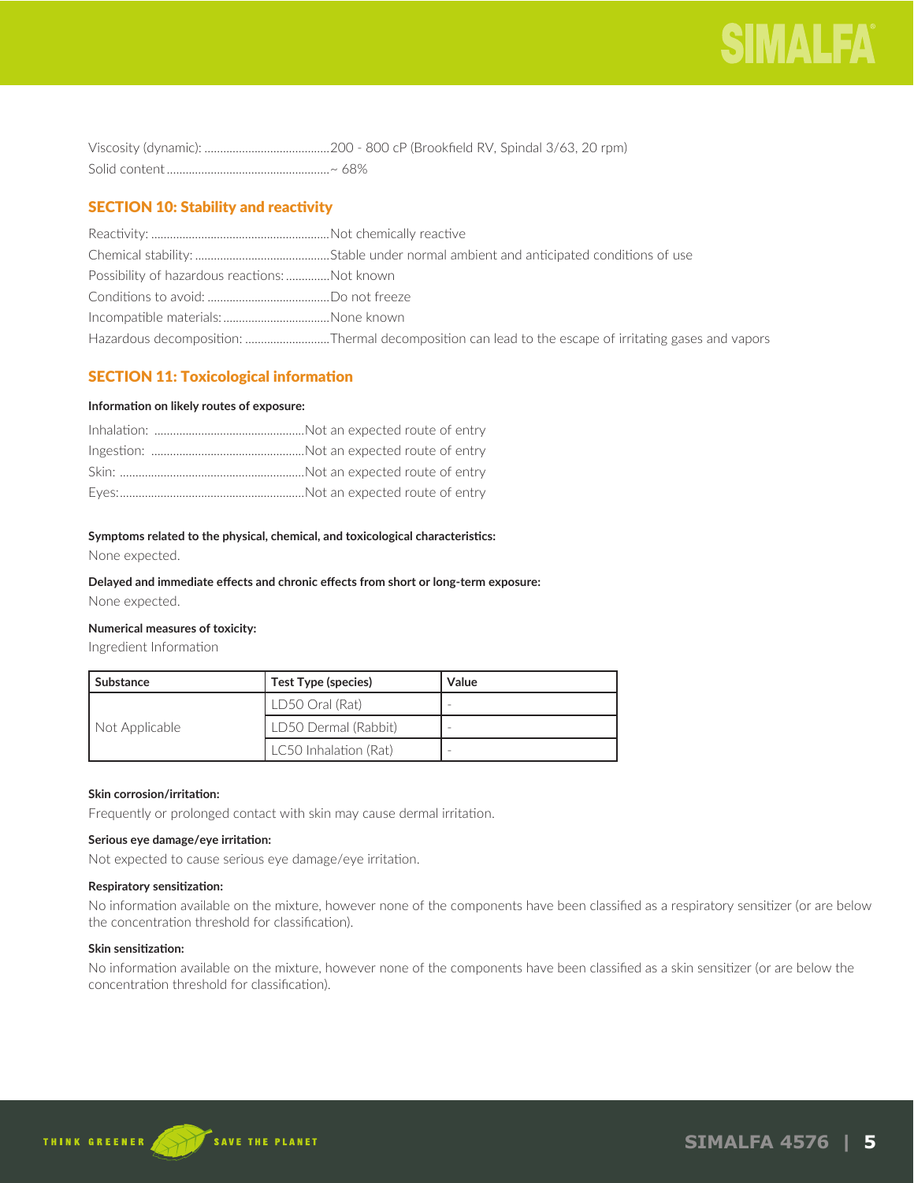Viscosity (dynamic): ........................................200 - 800 cP (Brookfield RV, Spindal 3/63, 20 rpm)
Solid content ....................................................~ 68%

## SECTION 10: Stability and reactivity

Reactivity: ........................................................Not chemically reactive
Chemical stability: ..........................................Stable under normal ambient and anticipated conditions of use
Possibility of hazardous reactions: .............Not known
Conditions to avoid: .......................................Do not freeze
Incompatible materials: .................................None known
Hazardous decomposition: ...........................Thermal decomposition can lead to the escape of irritating gases and vapors

## SECTION 11: Toxicological information

**Information on likely routes of exposure:**

Inhalation: ................................................Not an expected route of entry
Ingestion: .................................................Not an expected route of entry
Skin: ..........................................................Not an expected route of entry
Eyes:..........................................................Not an expected route of entry

**Symptoms related to the physical, chemical, and toxicological characteristics:**

None expected.

**Delayed and immediate effects and chronic effects from short or long-term exposure:**

None expected.

**Numerical measures of toxicity:**

Ingredient Information

| Substance | Test Type (species) | Value |
|---|---|---|
| Not Applicable | LD50 Oral (Rat) | - |
| | LD50 Dermal (Rabbit) | - |
| | LC50 Inhalation (Rat) | - |

**Skin corrosion/irritation:**

Frequently or prolonged contact with skin may cause dermal irritation.

**Serious eye damage/eye irritation:**

Not expected to cause serious eye damage/eye irritation.

**Respiratory sensitization:**

No information available on the mixture, however none of the components have been classified as a respiratory sensitizer (or are below the concentration threshold for classification).

**Skin sensitization:**

No information available on the mixture, however none of the components have been classified as a skin sensitizer (or are below the concentration threshold for classification).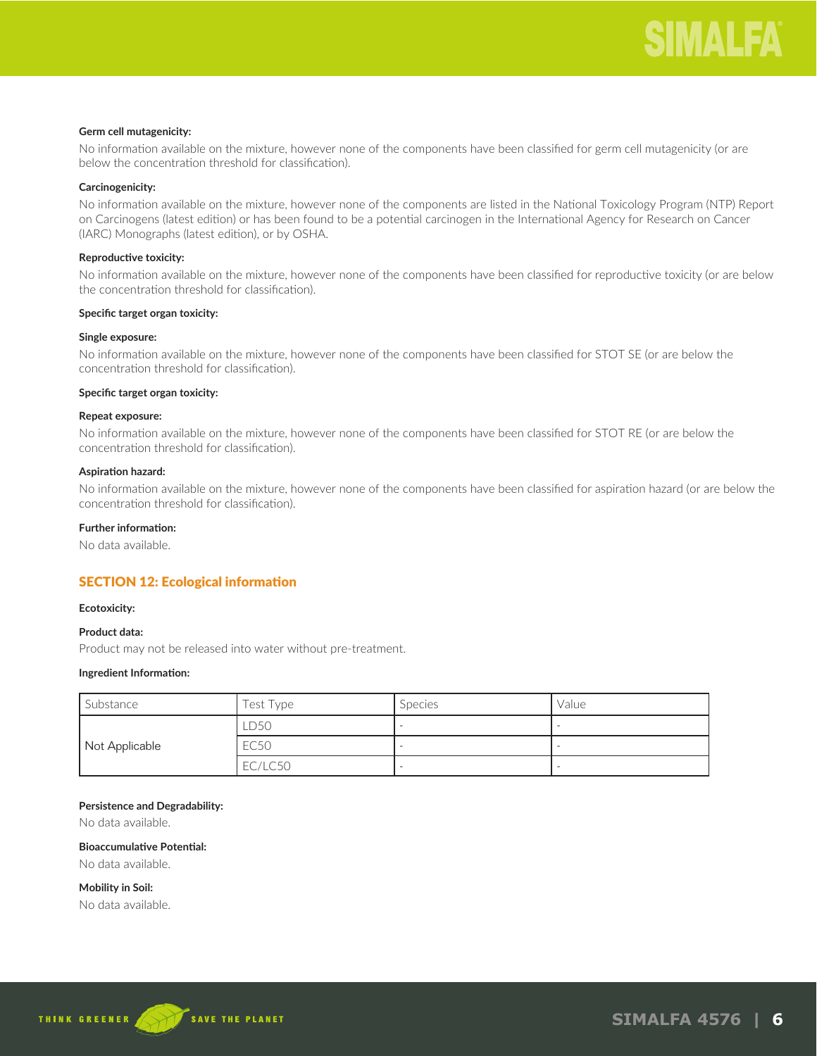**Germ cell mutagenicity:**

No information available on the mixture, however none of the components have been classified for germ cell mutagenicity (or are below the concentration threshold for classification).

**Carcinogenicity:**

No information available on the mixture, however none of the components are listed in the National Toxicology Program (NTP) Report on Carcinogens (latest edition) or has been found to be a potential carcinogen in the International Agency for Research on Cancer (IARC) Monographs (latest edition), or by OSHA.

**Reproductive toxicity:**

No information available on the mixture, however none of the components have been classified for reproductive toxicity (or are below the concentration threshold for classification).

**Specific target organ toxicity:**

**Single exposure:**

No information available on the mixture, however none of the components have been classified for STOT SE (or are below the concentration threshold for classification).

**Specific target organ toxicity:**

**Repeat exposure:**

No information available on the mixture, however none of the components have been classified for STOT RE (or are below the concentration threshold for classification).

**Aspiration hazard:**

No information available on the mixture, however none of the components have been classified for aspiration hazard (or are below the concentration threshold for classification).

**Further information:**

No data available.

## SECTION 12: Ecological information

**Ecotoxicity:**

**Product data:**

Product may not be released into water without pre-treatment.

**Ingredient Information:**

| Substance | Test Type | Species | Value |
|---|---|---|---|
| Not Applicable | LD50 | - | - |
| | EC50 | - | - |
| | EC/LC50 | - | - |

**Persistence and Degradability:**

No data available.

**Bioaccumulative Potential:**

No data available.

**Mobility in Soil:**

No data available.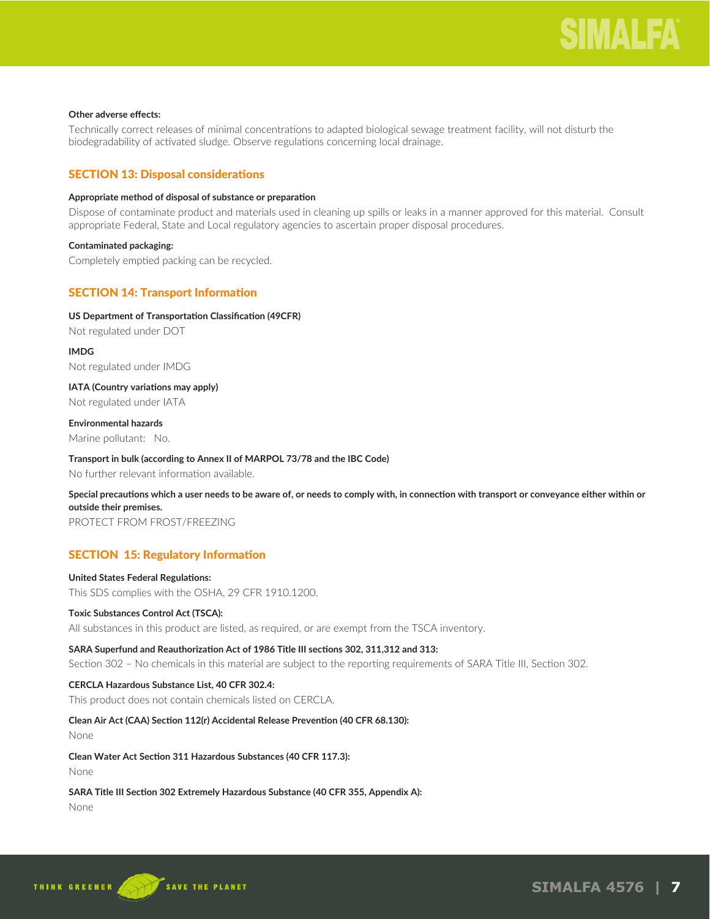**Other adverse effects:**

Technically correct releases of minimal concentrations to adapted biological sewage treatment facility, will not disturb the biodegradability of activated sludge. Observe regulations concerning local drainage.

## SECTION 13: Disposal considerations

**Appropriate method of disposal of substance or preparation**

Dispose of contaminate product and materials used in cleaning up spills or leaks in a manner approved for this material. Consult appropriate Federal, State and Local regulatory agencies to ascertain proper disposal procedures.

**Contaminated packaging:**

Completely emptied packing can be recycled.

## SECTION 14: Transport Information

**US Department of Transportation Classification (49CFR)**

Not regulated under DOT

**IMDG**

Not regulated under IMDG

**IATA (Country variations may apply)**

Not regulated under IATA

**Environmental hazards**

Marine pollutant: No.

**Transport in bulk (according to Annex II of MARPOL 73/78 and the IBC Code)**

No further relevant information available.

**Special precautions which a user needs to be aware of, or needs to comply with, in connection with transport or conveyance either within or outside their premises.**

PROTECT FROM FROST/FREEZING

## SECTION 15: Regulatory Information

**United States Federal Regulations:**

This SDS complies with the OSHA, 29 CFR 1910.1200.

**Toxic Substances Control Act (TSCA):**

All substances in this product are listed, as required, or are exempt from the TSCA inventory.

**SARA Superfund and Reauthorization Act of 1986 Title III sections 302, 311,312 and 313:**

Section 302 – No chemicals in this material are subject to the reporting requirements of SARA Title III, Section 302.

**CERCLA Hazardous Substance List, 40 CFR 302.4:**

This product does not contain chemicals listed on CERCLA.

**Clean Air Act (CAA) Section 112(r) Accidental Release Prevention (40 CFR 68.130):**

None

**Clean Water Act Section 311 Hazardous Substances (40 CFR 117.3):**

None

**SARA Title III Section 302 Extremely Hazardous Substance (40 CFR 355, Appendix A):**

None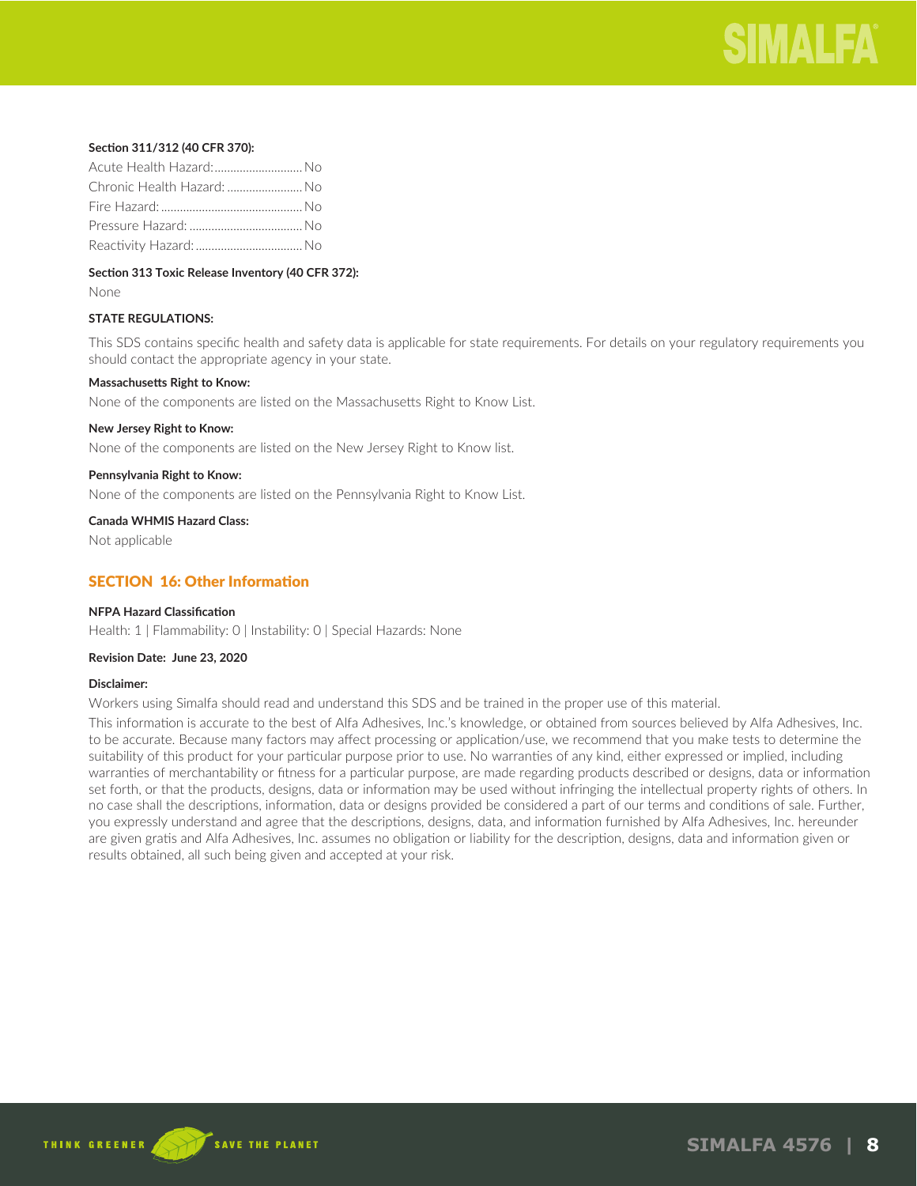**Section 311/312 (40 CFR 370):**

Acute Health Hazard:............................ No
Chronic Health Hazard: ........................ No
Fire Hazard: ............................................ No
Pressure Hazard: .................................... No
Reactivity Hazard: .................................. No

**Section 313 Toxic Release Inventory (40 CFR 372):**

None

**STATE REGULATIONS:**

This SDS contains specific health and safety data is applicable for state requirements. For details on your regulatory requirements you should contact the appropriate agency in your state.

**Massachusetts Right to Know:**

None of the components are listed on the Massachusetts Right to Know List.

**New Jersey Right to Know:**

None of the components are listed on the New Jersey Right to Know list.

**Pennsylvania Right to Know:**

None of the components are listed on the Pennsylvania Right to Know List.

**Canada WHMIS Hazard Class:**

Not applicable

## SECTION 16: Other Information

**NFPA Hazard Classification**

Health: 1 | Flammability: 0 | Instability: 0 | Special Hazards: None

**Revision Date: June 23, 2020**

**Disclaimer:**

Workers using Simalfa should read and understand this SDS and be trained in the proper use of this material.

This information is accurate to the best of Alfa Adhesives, Inc.'s knowledge, or obtained from sources believed by Alfa Adhesives, Inc. to be accurate. Because many factors may affect processing or application/use, we recommend that you make tests to determine the suitability of this product for your particular purpose prior to use. No warranties of any kind, either expressed or implied, including warranties of merchantability or fitness for a particular purpose, are made regarding products described or designs, data or information set forth, or that the products, designs, data or information may be used without infringing the intellectual property rights of others. In no case shall the descriptions, information, data or designs provided be considered a part of our terms and conditions of sale. Further, you expressly understand and agree that the descriptions, designs, data, and information furnished by Alfa Adhesives, Inc. hereunder are given gratis and Alfa Adhesives, Inc. assumes no obligation or liability for the description, designs, data and information given or results obtained, all such being given and accepted at your risk.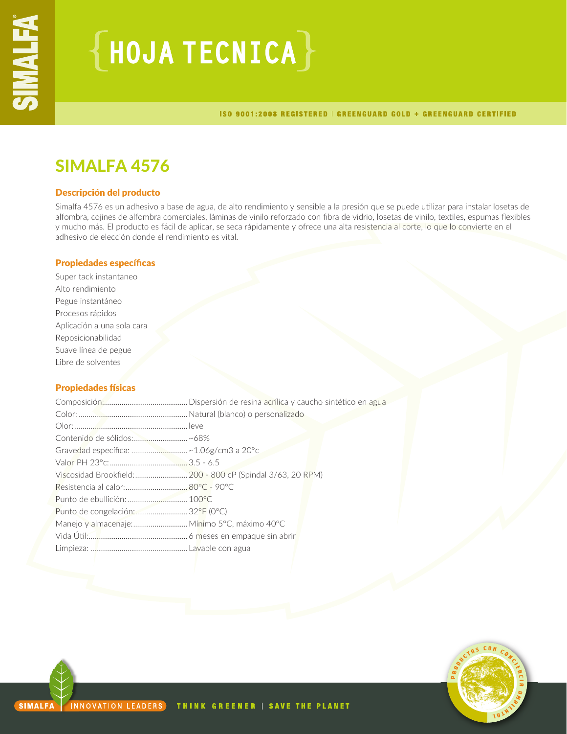# HOJA TECNICA

ISO 9001:2008 REGISTERED | GREENGUARD GOLD + GREENGUARD CERTIFIED

## SIMALFA 4576

### Descripción del producto

Simalfa 4576 es un adhesivo a base de agua, de alto rendimiento y sensible a la presión que se puede utilizar para instalar losetas de alfombra, cojines de alfombra comerciales, láminas de vinilo reforzado con fibra de vidrio, losetas de vinilo, textiles, espumas flexibles y mucho más. El producto es fácil de aplicar, se seca rápidamente y ofrece una alta resistencia al corte, lo que lo convierte en el adhesivo de elección donde el rendimiento es vital.

### Propiedades específicas

Super tack instantaneo
Alto rendimiento
Pegue instantáneo
Procesos rápidos
Aplicación a una sola cara
Reposicionabilidad
Suave línea de pegue
Libre de solventes

### Propiedades físicas

| Propiedad | Valor |
| --- | --- |
| Composición: | Dispersión de resina acrílica y caucho sintético en agua |
| Color: | Natural (blanco) o personalizado |
| Olor: | leve |
| Contenido de sólidos: | ~68% |
| Gravedad específica: | ~1.06g/cm3 a 20°c |
| Valor PH 23°c: | 3.5 - 6.5 |
| Viscosidad Brookfield: | 200 - 800 cP (Spindal 3/63, 20 RPM) |
| Resistencia al calor: | 80°C - 90°C |
| Punto de ebullición: | 100°C |
| Punto de congelación: | 32°F (0°C) |
| Manejo y almacenaje: | Mínimo 5°C, máximo 40°C |
| Vida Útil: | 6 meses en empaque sin abrir |
| Limpieza: | Lavable con agua |

SIMALFA | INNOVATION LEADERS   THINK GREENER | SAVE THE PLANET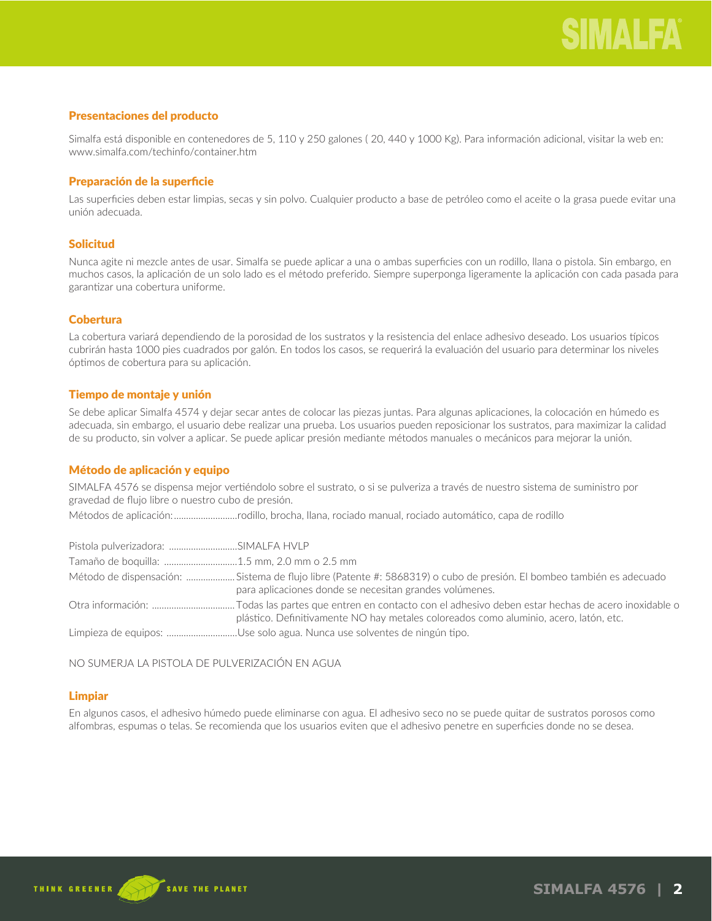## Presentaciones del producto

Simalfa está disponible en contenedores de 5, 110 y 250 galones ( 20, 440 y 1000 Kg). Para información adicional, visitar la web en: www.simalfa.com/techinfo/container.htm

## Preparación de la superficie

Las superficies deben estar limpias, secas y sin polvo. Cualquier producto a base de petróleo como el aceite o la grasa puede evitar una unión adecuada.

## Solicitud

Nunca agite ni mezcle antes de usar. Simalfa se puede aplicar a una o ambas superficies con un rodillo, llana o pistola. Sin embargo, en muchos casos, la aplicación de un solo lado es el método preferido. Siempre superponga ligeramente la aplicación con cada pasada para garantizar una cobertura uniforme.

## Cobertura

La cobertura variará dependiendo de la porosidad de los sustratos y la resistencia del enlace adhesivo deseado. Los usuarios típicos cubrirán hasta 1000 pies cuadrados por galón. En todos los casos, se requerirá la evaluación del usuario para determinar los niveles óptimos de cobertura para su aplicación.

## Tiempo de montaje y unión

Se debe aplicar Simalfa 4574 y dejar secar antes de colocar las piezas juntas. Para algunas aplicaciones, la colocación en húmedo es adecuada, sin embargo, el usuario debe realizar una prueba. Los usuarios pueden reposicionar los sustratos, para maximizar la calidad de su producto, sin volver a aplicar. Se puede aplicar presión mediante métodos manuales o mecánicos para mejorar la unión.

## Método de aplicación y equipo

SIMALFA 4576 se dispensa mejor vertiéndolo sobre el sustrato, o si se pulveriza a través de nuestro sistema de suministro por gravedad de flujo libre o nuestro cubo de presión.

Métodos de aplicación:..........................rodillo, brocha, llana, rociado manual, rociado automático, capa de rodillo

Pistola pulverizadora: ............................SIMALFA HVLP

Tamaño de boquilla: ..............................1.5 mm, 2.0 mm o 2.5 mm

Método de dispensación: ....................Sistema de flujo libre (Patente #: 5868319) o cubo de presión. El bombeo también es adecuado para aplicaciones donde se necesitan grandes volúmenes.

Otra información: ..................................Todas las partes que entren en contacto con el adhesivo deben estar hechas de acero inoxidable o plástico. Definitivamente NO hay metales coloreados como aluminio, acero, latón, etc.

Limpieza de equipos: ............................Use solo agua. Nunca use solventes de ningún tipo.

NO SUMERJA LA PISTOLA DE PULVERIZACIÓN EN AGUA

## Limpiar

En algunos casos, el adhesivo húmedo puede eliminarse con agua. El adhesivo seco no se puede quitar de sustratos porosos como alfombras, espumas o telas. Se recomienda que los usuarios eviten que el adhesivo penetre en superficies donde no se desea.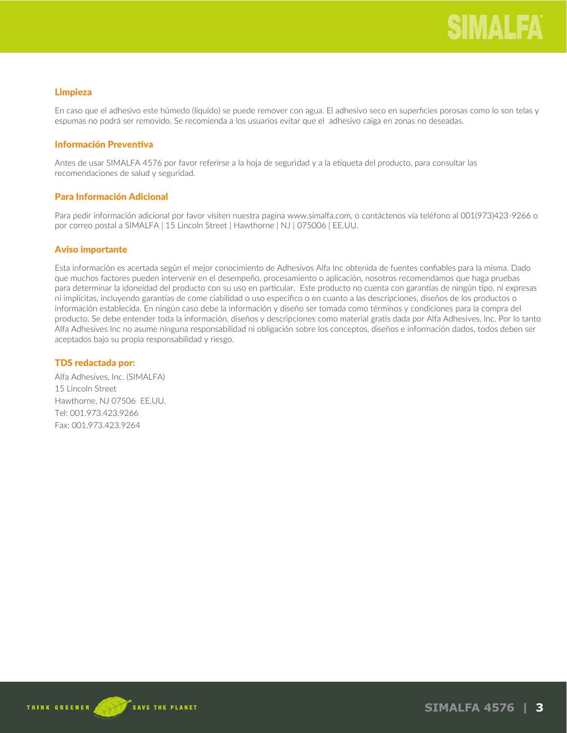## Limpieza

En caso que el adhesivo este húmedo (liquido) se puede remover con agua. El adhesivo seco en superficies porosas como lo son telas y espumas no podrá ser removido. Se recomienda a los usuarios evitar que el adhesivo caiga en zonas no deseadas.

## Información Preventiva

Antes de usar SIMALFA 4576 por favor referirse a la hoja de seguridad y a la etiqueta del producto, para consultar las recomendaciones de salud y seguridad.

## Para Información Adicional

Para pedir información adicional por favor visiten nuestra pagina www.simalfa.com, o contáctenos vía teléfono al 001(973)423-9266 o por correo postal a SIMALFA | 15 Lincoln Street | Hawthorne | NJ | 075006 | EE.UU.

## Aviso importante

Esta información es acertada según el mejor conocimiento de Adhesivos Alfa Inc obtenida de fuentes confiables para la misma. Dado que muchos factores pueden intervenir en el desempeño, procesamiento o aplicación, nosotros recomendamos que haga pruebas para determinar la idoneidad del producto con su uso en particular. Este producto no cuenta con garantías de ningún tipo, ni expresas ni implícitas, incluyendo garantías de come ciabilidad o uso específico o en cuanto a las descripciones, diseños de los productos o información establecida. En ningún caso debe la información y diseño ser tomada como términos y condiciones para la compra del producto. Se debe entender toda la información, diseños y descripciones como material gratis dada por Alfa Adhesives, Inc. Por lo tanto Alfa Adhesives Inc no asume ninguna responsabilidad ni obligación sobre los conceptos, diseños e información dados, todos deben ser aceptados bajo su propia responsabilidad y riesgo.

## TDS redactada por:

Alfa Adhesives, Inc. (SIMALFA)
15 Lincoln Street
Hawthorne, NJ 07506 EE.UU.
Tel: 001.973.423.9266
Fax: 001.973.423.9264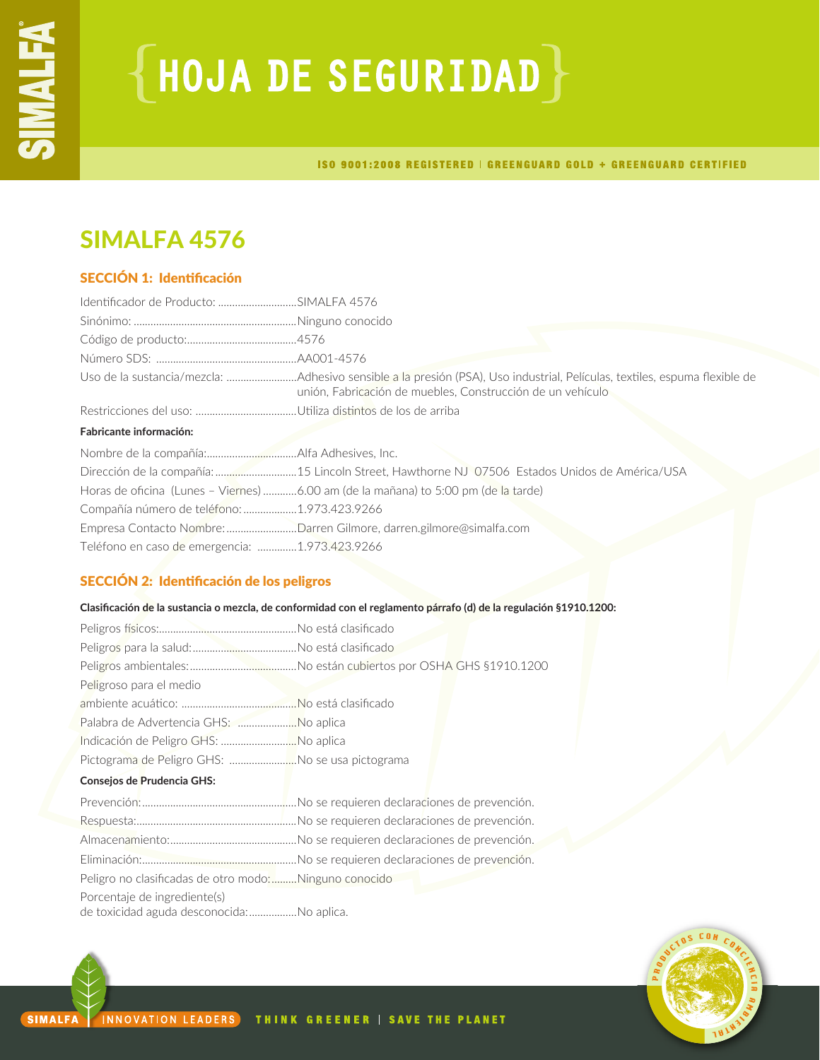# HOJA DE SEGURIDAD

ISO 9001:2008 REGISTERED | GREENGUARD GOLD + GREENGUARD CERTIFIED

## SIMALFA 4576

### SECCIÓN 1: Identificación

Identificador de Producto: ............................SIMALFA 4576
Sinónimo: ..........................................................Ninguno conocido
Código de producto:.......................................4576
Número SDS: ..................................................AA001-4576
Uso de la sustancia/mezcla: .........................Adhesivo sensible a la presión (PSA), Uso industrial, Películas, textiles, espuma flexible de unión, Fabricación de muebles, Construcción de un vehículo
Restricciones del uso: ....................................Utiliza distintos de los de arriba

**Fabricante información:**

Nombre de la compañía:................................Alfa Adhesives, Inc.
Dirección de la compañía: .............................15 Lincoln Street, Hawthorne NJ 07506 Estados Unidos de América/USA
Horas de oficina (Lunes – Viernes) ............6.00 am (de la mañana) to 5:00 pm (de la tarde)
Compañía número de teléfono: ...................1.973.423.9266
Empresa Contacto Nombre: .........................Darren Gilmore, darren.gilmore@simalfa.com
Teléfono en caso de emergencia: ..............1.973.423.9266

### SECCIÓN 2: Identificación de los peligros

**Clasificación de la sustancia o mezcla, de conformidad con el reglamento párrafo (d) de la regulación §1910.1200:**

Peligros físicos:.................................................No está clasificado
Peligros para la salud:.....................................No está clasificado
Peligros ambientales:......................................No están cubiertos por OSHA GHS §1910.1200
Peligroso para el medio ambiente acuático: ........................................No está clasificado
Palabra de Advertencia GHS: .....................No aplica
Indicación de Peligro GHS: ...........................No aplica
Pictograma de Peligro GHS: ........................No se usa pictograma

**Consejos de Prudencia GHS:**

Prevención:.......................................................No se requieren declaraciones de prevención.
Respuesta:.........................................................No se requieren declaraciones de prevención.
Almacenamiento:.............................................No se requieren declaraciones de prevención.
Eliminación:......................................................No se requieren declaraciones de prevención.
Peligro no clasificadas de otro modo:.........Ninguno conocido
Porcentaje de ingrediente(s) de toxicidad aguda desconocida:.................No aplica.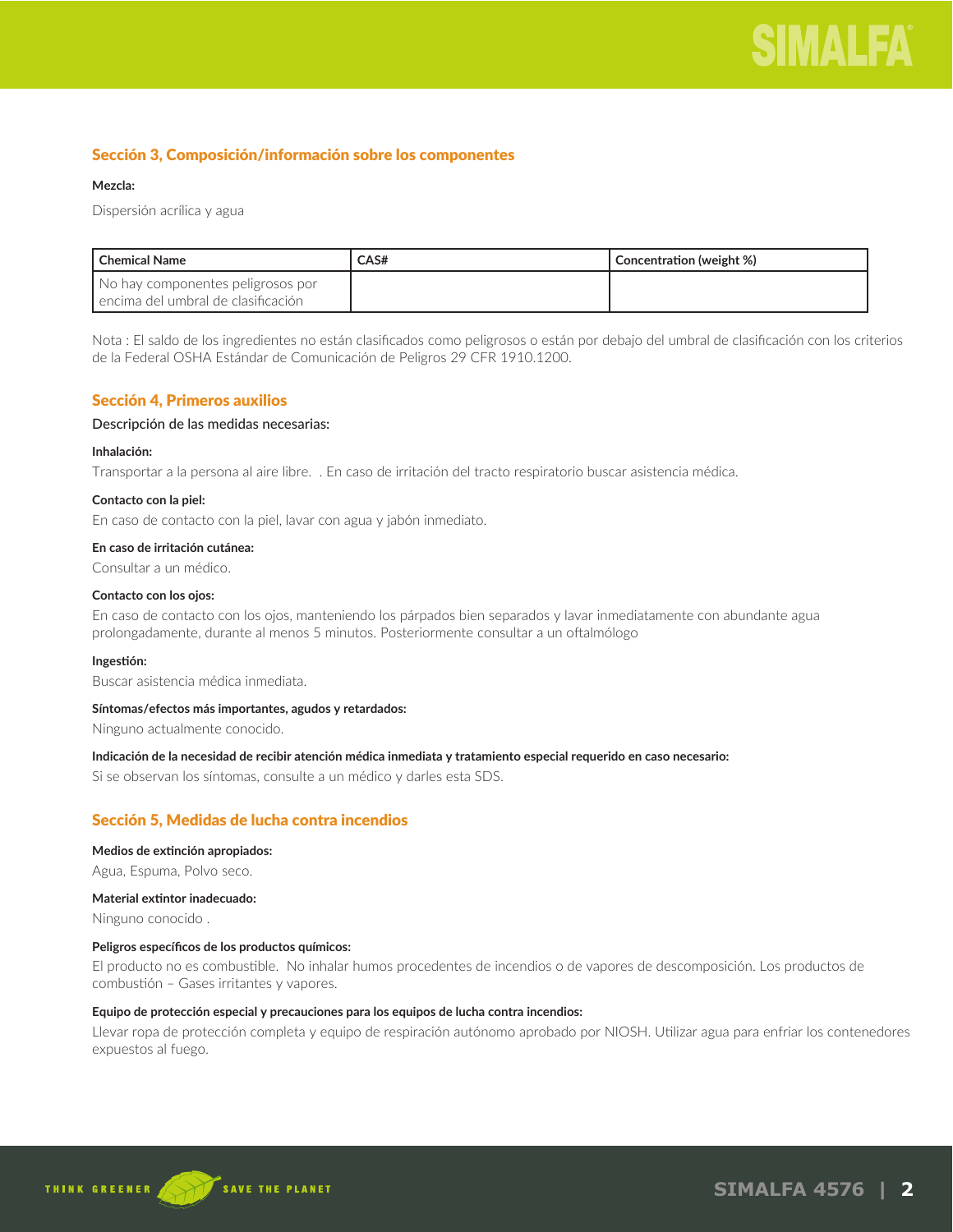## Sección 3, Composición/información sobre los componentes

**Mezcla:**

Dispersión acrílica y agua

| Chemical Name | CAS# | Concentration (weight %) |
|---|---|---|
| No hay componentes peligrosos por encima del umbral de clasificación | | |

Nota : El saldo de los ingredientes no están clasificados como peligrosos o están por debajo del umbral de clasificación con los criterios de la Federal OSHA Estándar de Comunicación de Peligros 29 CFR 1910.1200.

## Sección 4, Primeros auxilios

Descripción de las medidas necesarias:

**Inhalación:**

Transportar a la persona al aire libre.  . En caso de irritación del tracto respiratorio buscar asistencia médica.

**Contacto con la piel:**

En caso de contacto con la piel, lavar con agua y jabón inmediato.

**En caso de irritación cutánea:**

Consultar a un médico.

**Contacto con los ojos:**

En caso de contacto con los ojos, manteniendo los párpados bien separados y lavar inmediatamente con abundante agua prolongadamente, durante al menos 5 minutos. Posteriormente consultar a un oftalmólogo

**Ingestión:**

Buscar asistencia médica inmediata.

**Síntomas/efectos más importantes, agudos y retardados:**

Ninguno actualmente conocido.

**Indicación de la necesidad de recibir atención médica inmediata y tratamiento especial requerido en caso necesario:**

Si se observan los síntomas, consulte a un médico y darles esta SDS.

## Sección 5, Medidas de lucha contra incendios

**Medios de extinción apropiados:**

Agua, Espuma, Polvo seco.

**Material extintor inadecuado:**

Ninguno conocido .

**Peligros específicos de los productos químicos:**

El producto no es combustible.  No inhalar humos procedentes de incendios o de vapores de descomposición. Los productos de combustión – Gases irritantes y vapores.

**Equipo de protección especial y precauciones para los equipos de lucha contra incendios:**

Llevar ropa de protección completa y equipo de respiración autónomo aprobado por NIOSH. Utilizar agua para enfriar los contenedores expuestos al fuego.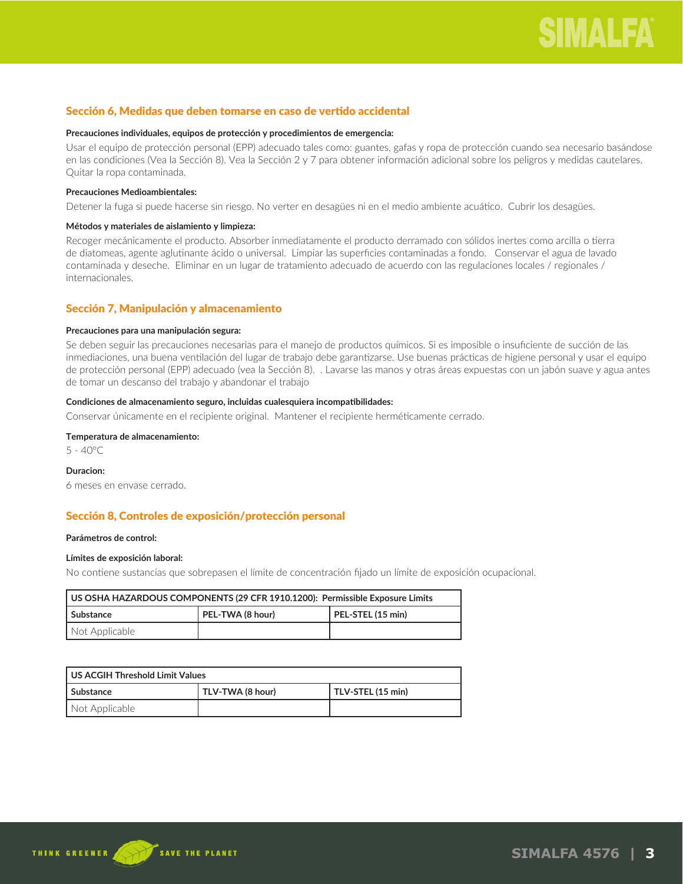## Sección 6, Medidas que deben tomarse en caso de vertido accidental

**Precauciones individuales, equipos de protección y procedimientos de emergencia:**

Usar el equipo de protección personal (EPP) adecuado tales como: guantes, gafas y ropa de protección cuando sea necesario basándose en las condiciones (Vea la Sección 8). Vea la Sección 2 y 7 para obtener información adicional sobre los peligros y medidas cautelares. Quitar la ropa contaminada.

**Precauciones Medioambientales:**

Detener la fuga si puede hacerse sin riesgo. No verter en desagües ni en el medio ambiente acuático. Cubrir los desagües.

**Métodos y materiales de aislamiento y limpieza:**

Recoger mecánicamente el producto. Absorber inmediatamente el producto derramado con sólidos inertes como arcilla o tierra de diatomeas, agente aglutinante ácido o universal. Limpiar las superficies contaminadas a fondo. Conservar el agua de lavado contaminada y deseche. Eliminar en un lugar de tratamiento adecuado de acuerdo con las regulaciones locales / regionales / internacionales.

## Sección 7, Manipulación y almacenamiento

**Precauciones para una manipulación segura:**

Se deben seguir las precauciones necesarias para el manejo de productos químicos. Si es imposible o insuficiente de succión de las inmediaciones, una buena ventilación del lugar de trabajo debe garantizarse. Use buenas prácticas de higiene personal y usar el equipo de protección personal (EPP) adecuado (vea la Sección 8). . Lavarse las manos y otras áreas expuestas con un jabón suave y agua antes de tomar un descanso del trabajo y abandonar el trabajo

**Condiciones de almacenamiento seguro, incluidas cualesquiera incompatibilidades:**

Conservar únicamente en el recipiente original. Mantener el recipiente herméticamente cerrado.

**Temperatura de almacenamiento:**

5 - 40°C

**Duracion:**

6 meses en envase cerrado.

## Sección 8, Controles de exposición/protección personal

**Parámetros de control:**

**Límites de exposición laboral:**

No contiene sustancias que sobrepasen el límite de concentración fijado un límite de exposición ocupacional.

| US OSHA HAZARDOUS COMPONENTS (29 CFR 1910.1200): Permissible Exposure Limits | | |
|---|---|---|
| **Substance** | **PEL-TWA (8 hour)** | **PEL-STEL (15 min)** |
| Not Applicable | | |

| US ACGIH Threshold Limit Values | | |
|---|---|---|
| **Substance** | **TLV-TWA (8 hour)** | **TLV-STEL (15 min)** |
| Not Applicable | | |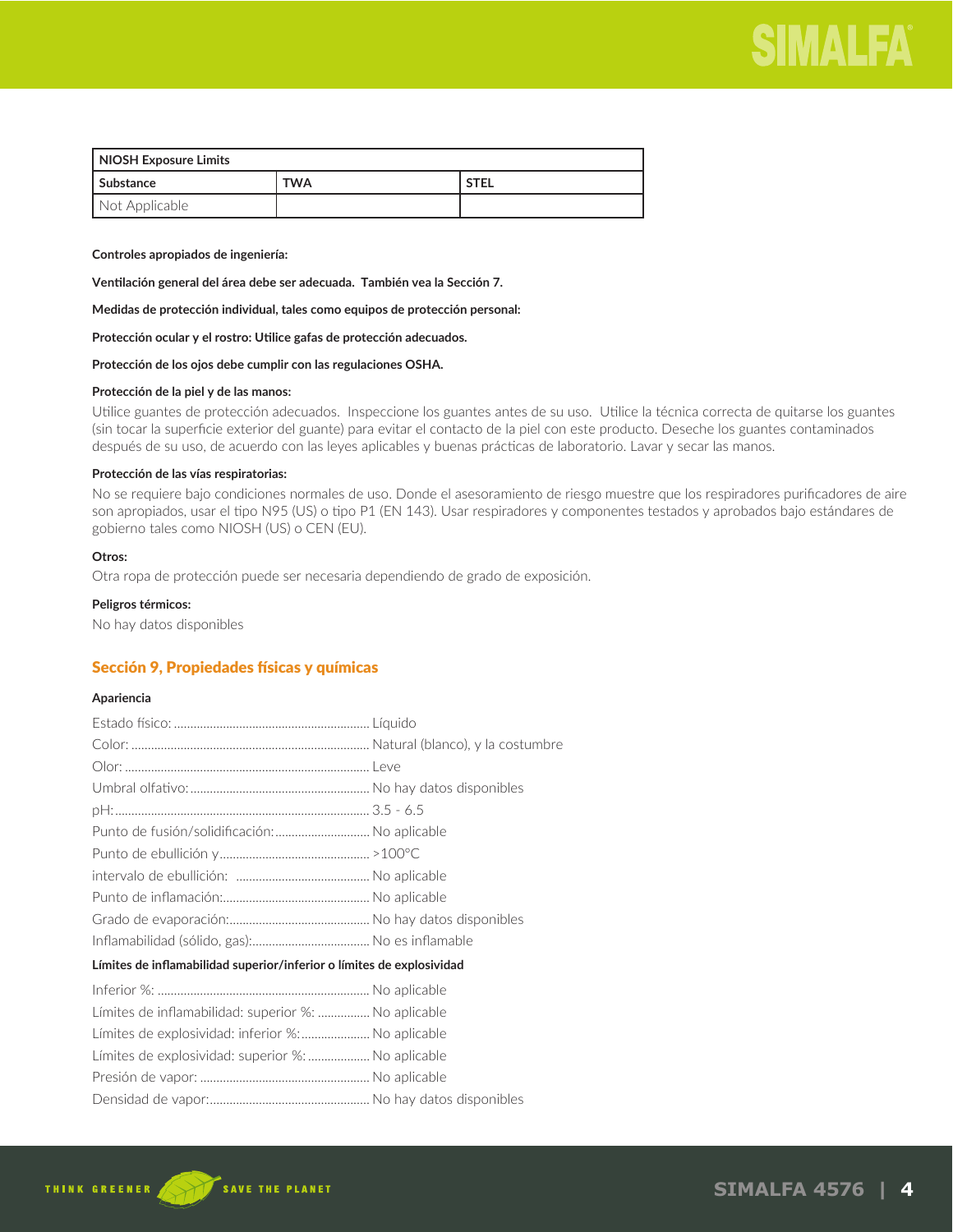| NIOSH Exposure Limits | | |
|---|---|---|
| Substance | TWA | STEL |
| Not Applicable | | |

**Controles apropiados de ingeniería:**

**Ventilación general del área debe ser adecuada. También vea la Sección 7.**

**Medidas de protección individual, tales como equipos de protección personal:**

**Protección ocular y el rostro: Utilice gafas de protección adecuados.**

**Protección de los ojos debe cumplir con las regulaciones OSHA.**

**Protección de la piel y de las manos:**

Utilice guantes de protección adecuados. Inspeccione los guantes antes de su uso. Utilice la técnica correcta de quitarse los guantes (sin tocar la superficie exterior del guante) para evitar el contacto de la piel con este producto. Deseche los guantes contaminados después de su uso, de acuerdo con las leyes aplicables y buenas prácticas de laboratorio. Lavar y secar las manos.

**Protección de las vías respiratorias:**

No se requiere bajo condiciones normales de uso. Donde el asesoramiento de riesgo muestre que los respiradores purificadores de aire son apropiados, usar el tipo N95 (US) o tipo P1 (EN 143). Usar respiradores y componentes testados y aprobados bajo estándares de gobierno tales como NIOSH (US) o CEN (EU).

**Otros:**

Otra ropa de protección puede ser necesaria dependiendo de grado de exposición.

**Peligros térmicos:**

No hay datos disponibles

## Sección 9, Propiedades físicas y químicas

**Apariencia**

Estado físico: .......... Líquido

Color: .......... Natural (blanco), y la costumbre

Olor: .......... Leve

Umbral olfativo: .......... No hay datos disponibles

pH: .......... 3.5 - 6.5

Punto de fusión/solidificación: .......... No aplicable

Punto de ebullición y .......... >100°C

intervalo de ebullición: .......... No aplicable

Punto de inflamación: .......... No aplicable

Grado de evaporación: .......... No hay datos disponibles

Inflamabilidad (sólido, gas): .......... No es inflamable

**Límites de inflamabilidad superior/inferior o límites de explosividad**

Inferior %: .......... No aplicable

Límites de inflamabilidad: superior %: .......... No aplicable

Límites de explosividad: inferior %: .......... No aplicable

Límites de explosividad: superior %: .......... No aplicable

Presión de vapor: .......... No aplicable

Densidad de vapor: .......... No hay datos disponibles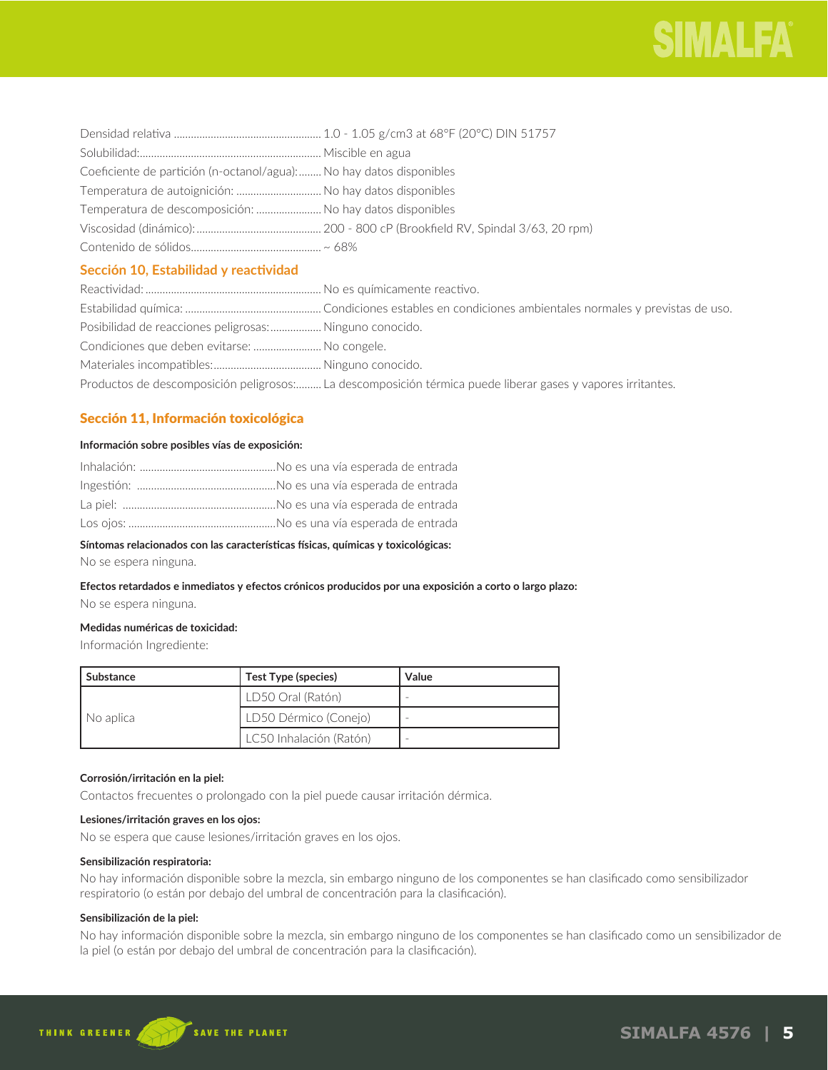Densidad relativa .................................................... 1.0 - 1.05 g/cm3 at 68°F (20°C) DIN 51757
Solubilidad:................................................................ Miscible en agua
Coeficiente de partición (n-octanol/agua): ........ No hay datos disponibles
Temperatura de autoignición: .............................. No hay datos disponibles
Temperatura de descomposición: ....................... No hay datos disponibles
Viscosidad (dinámico): ............................................ 200 - 800 cP (Brookfield RV, Spindal 3/63, 20 rpm)
Contenido de sólidos.............................................. ~ 68%

## Sección 10, Estabilidad y reactividad

Reactividad: .............................................................. No es químicamente reactivo.
Estabilidad química: ................................................ Condiciones estables en condiciones ambientales normales y previstas de uso.
Posibilidad de reacciones peligrosas: .................. Ninguno conocido.
Condiciones que deben evitarse: ........................ No congele.
Materiales incompatibles:...................................... Ninguno conocido.
Productos de descomposición peligrosos:......... La descomposición térmica puede liberar gases y vapores irritantes.

## Sección 11, Información toxicológica

**Información sobre posibles vías de exposición:**

Inhalación: ................................................No es una vía esperada de entrada
Ingestión: ................................................No es una vía esperada de entrada
La piel: .....................................................No es una vía esperada de entrada
Los ojos: ...................................................No es una vía esperada de entrada

**Síntomas relacionados con las características físicas, químicas y toxicológicas:**

No se espera ninguna.

**Efectos retardados e inmediatos y efectos crónicos producidos por una exposición a corto o largo plazo:**

No se espera ninguna.

**Medidas numéricas de toxicidad:**

Información Ingrediente:

| Substance | Test Type (species) | Value |
|---|---|---|
| No aplica | LD50 Oral (Ratón) | - |
| | LD50 Dérmico (Conejo) | - |
| | LC50 Inhalación (Ratón) | - |

**Corrosión/irritación en la piel:**

Contactos frecuentes o prolongado con la piel puede causar irritación dérmica.

**Lesiones/irritación graves en los ojos:**

No se espera que cause lesiones/irritación graves en los ojos.

**Sensibilización respiratoria:**

No hay información disponible sobre la mezcla, sin embargo ninguno de los componentes se han clasificado como sensibilizador respiratorio (o están por debajo del umbral de concentración para la clasificación).

**Sensibilización de la piel:**

No hay información disponible sobre la mezcla, sin embargo ninguno de los componentes se han clasificado como un sensibilizador de la piel (o están por debajo del umbral de concentración para la clasificación).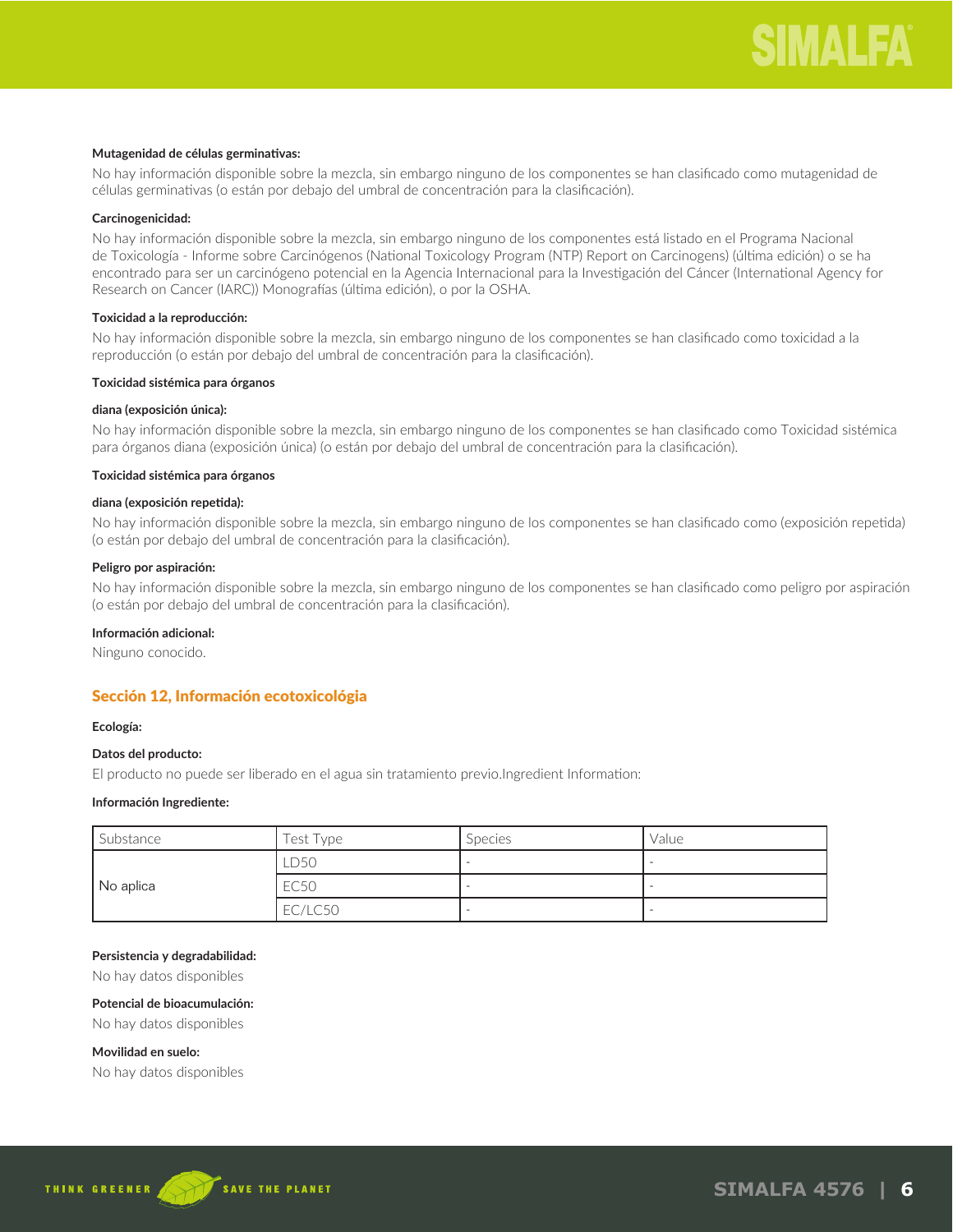**Mutagenidad de células germinativas:**

No hay información disponible sobre la mezcla, sin embargo ninguno de los componentes se han clasificado como mutagenidad de células germinativas (o están por debajo del umbral de concentración para la clasificación).

**Carcinogenicidad:**

No hay información disponible sobre la mezcla, sin embargo ninguno de los componentes está listado en el Programa Nacional de Toxicología - Informe sobre Carcinógenos (National Toxicology Program (NTP) Report on Carcinogens) (última edición) o se ha encontrado para ser un carcinógeno potencial en la Agencia Internacional para la Investigación del Cáncer (International Agency for Research on Cancer (IARC)) Monografías (última edición), o por la OSHA.

**Toxicidad a la reproducción:**

No hay información disponible sobre la mezcla, sin embargo ninguno de los componentes se han clasificado como toxicidad a la reproducción (o están por debajo del umbral de concentración para la clasificación).

**Toxicidad sistémica para órganos diana (exposición única):**

No hay información disponible sobre la mezcla, sin embargo ninguno de los componentes se han clasificado como Toxicidad sistémica para órganos diana (exposición única) (o están por debajo del umbral de concentración para la clasificación).

**Toxicidad sistémica para órganos diana (exposición repetida):**

No hay información disponible sobre la mezcla, sin embargo ninguno de los componentes se han clasificado como (exposición repetida) (o están por debajo del umbral de concentración para la clasificación).

**Peligro por aspiración:**

No hay información disponible sobre la mezcla, sin embargo ninguno de los componentes se han clasificado como peligro por aspiración (o están por debajo del umbral de concentración para la clasificación).

**Información adicional:**

Ninguno conocido.

## Sección 12, Información ecotoxicológia

**Ecología:**

**Datos del producto:**

El producto no puede ser liberado en el agua sin tratamiento previo.Ingredient Information:

**Información Ingrediente:**

| Substance | Test Type | Species | Value |
|---|---|---|---|
| No aplica | LD50 | - | - |
| | EC50 | - | - |
| | EC/LC50 | - | - |

**Persistencia y degradabilidad:**

No hay datos disponibles

**Potencial de bioacumulación:**

No hay datos disponibles

**Movilidad en suelo:**

No hay datos disponibles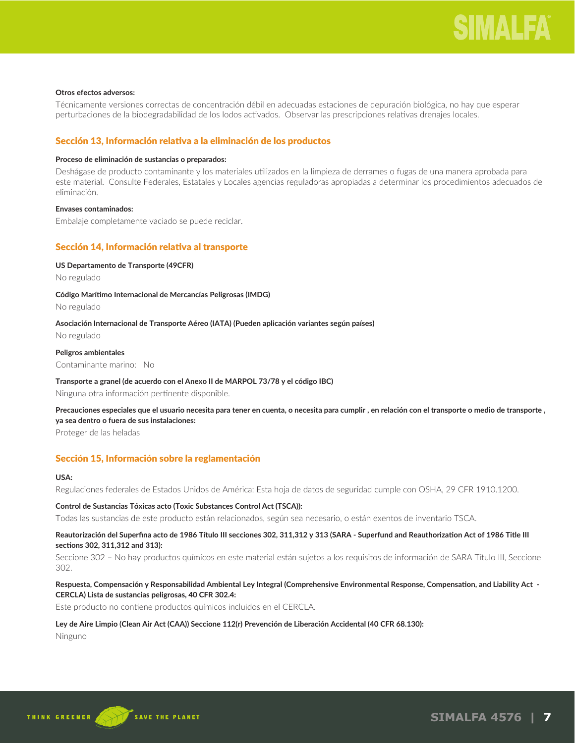**Otros efectos adversos:**

Técnicamente versiones correctas de concentración débil en adecuadas estaciones de depuración biológica, no hay que esperar perturbaciones de la biodegradabilidad de los lodos activados. Observar las prescripciones relativas drenajes locales.

## Sección 13, Información relativa a la eliminación de los productos

**Proceso de eliminación de sustancias o preparados:**

Deshágase de producto contaminante y los materiales utilizados en la limpieza de derrames o fugas de una manera aprobada para este material. Consulte Federales, Estatales y Locales agencias reguladoras apropiadas a determinar los procedimientos adecuados de eliminación.

**Envases contaminados:**

Embalaje completamente vaciado se puede reciclar.

## Sección 14, Información relativa al transporte

**US Departamento de Transporte (49CFR)**

No regulado

**Código Marítimo Internacional de Mercancías Peligrosas (IMDG)**

No regulado

**Asociación Internacional de Transporte Aéreo (IATA) (Pueden aplicación variantes según países)**

No regulado

**Peligros ambientales**

Contaminante marino: No

**Transporte a granel (de acuerdo con el Anexo II de MARPOL 73/78 y el código IBC)**

Ninguna otra información pertinente disponible.

**Precauciones especiales que el usuario necesita para tener en cuenta, o necesita para cumplir , en relación con el transporte o medio de transporte , ya sea dentro o fuera de sus instalaciones:**

Proteger de las heladas

## Sección 15, Información sobre la reglamentación

**USA:**

Regulaciones federales de Estados Unidos de América: Esta hoja de datos de seguridad cumple con OSHA, 29 CFR 1910.1200.

**Control de Sustancias Tóxicas acto (Toxic Substances Control Act (TSCA)):**

Todas las sustancias de este producto están relacionados, según sea necesario, o están exentos de inventario TSCA.

**Reautorización del Superfina acto de 1986 Título III secciones 302, 311,312 y 313 (SARA - Superfund and Reauthorization Act of 1986 Title III sections 302, 311,312 and 313):**

Seccione 302 – No hay productos químicos en este material están sujetos a los requisitos de información de SARA Título III, Seccione 302.

**Respuesta, Compensación y Responsabilidad Ambiental Ley Integral (Comprehensive Environmental Response, Compensation, and Liability Act - CERCLA) Lista de sustancias peligrosas, 40 CFR 302.4:**

Este producto no contiene productos químicos incluidos en el CERCLA.

**Ley de Aire Limpio (Clean Air Act (CAA)) Seccione 112(r) Prevención de Liberación Accidental (40 CFR 68.130):**

Ninguno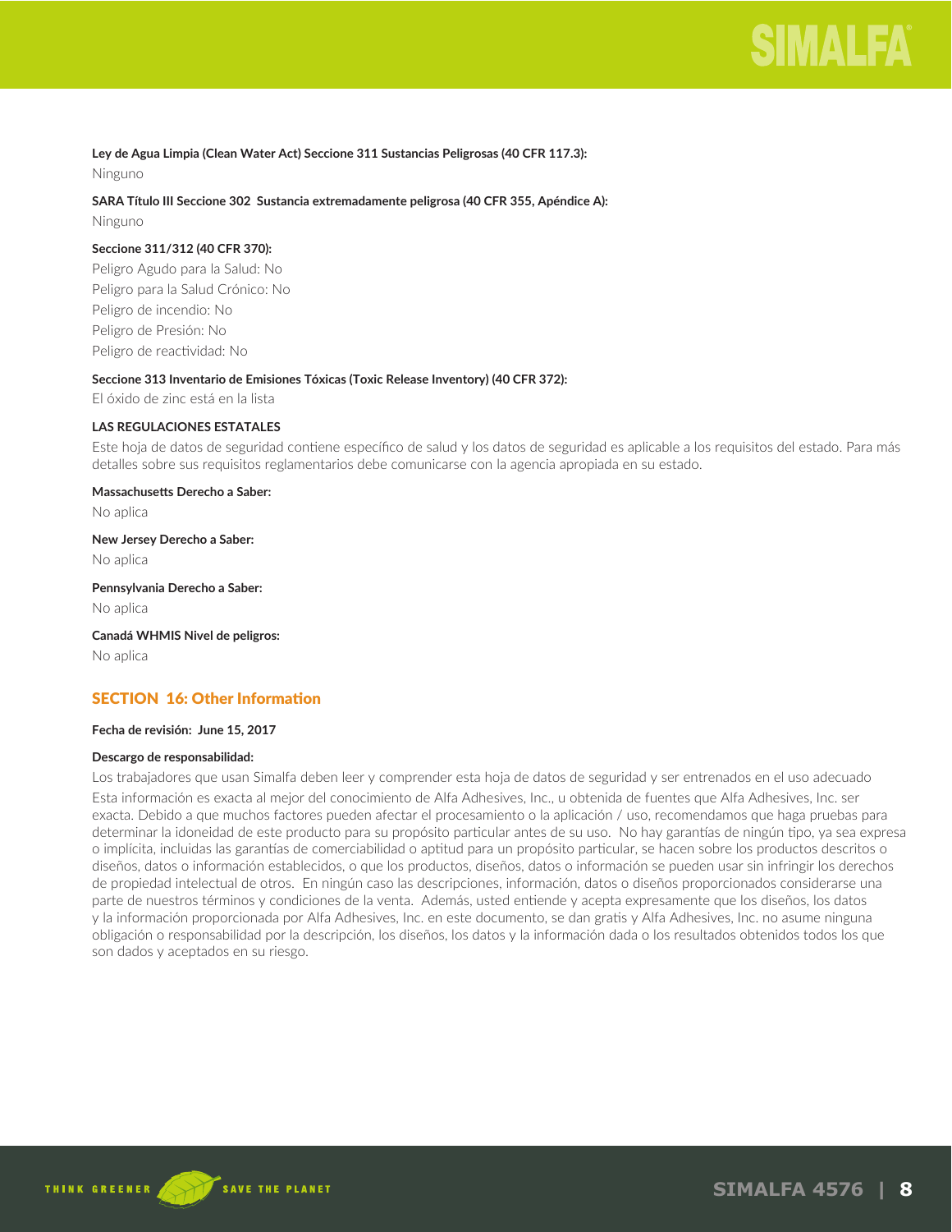**Ley de Agua Limpia (Clean Water Act) Seccione 311 Sustancias Peligrosas (40 CFR 117.3):**

Ninguno

**SARA Título III Seccione 302 Sustancia extremadamente peligrosa (40 CFR 355, Apéndice A):**

Ninguno

**Seccione 311/312 (40 CFR 370):**

Peligro Agudo para la Salud: No

Peligro para la Salud Crónico: No

Peligro de incendio: No

Peligro de Presión: No

Peligro de reactividad: No

**Seccione 313 Inventario de Emisiones Tóxicas (Toxic Release Inventory) (40 CFR 372):**

El óxido de zinc está en la lista

**LAS REGULACIONES ESTATALES**

Este hoja de datos de seguridad contiene específico de salud y los datos de seguridad es aplicable a los requisitos del estado. Para más detalles sobre sus requisitos reglamentarios debe comunicarse con la agencia apropiada en su estado.

**Massachusetts Derecho a Saber:**

No aplica

**New Jersey Derecho a Saber:**

No aplica

**Pennsylvania Derecho a Saber:**

No aplica

**Canadá WHMIS Nivel de peligros:**

No aplica

## SECTION 16: Other Information

**Fecha de revisión: June 15, 2017**

**Descargo de responsabilidad:**

Los trabajadores que usan Simalfa deben leer y comprender esta hoja de datos de seguridad y ser entrenados en el uso adecuado Esta información es exacta al mejor del conocimiento de Alfa Adhesives, Inc., u obtenida de fuentes que Alfa Adhesives, Inc. ser exacta. Debido a que muchos factores pueden afectar el procesamiento o la aplicación / uso, recomendamos que haga pruebas para determinar la idoneidad de este producto para su propósito particular antes de su uso. No hay garantías de ningún tipo, ya sea expresa o implícita, incluidas las garantías de comerciabilidad o aptitud para un propósito particular, se hacen sobre los productos descritos o diseños, datos o información establecidos, o que los productos, diseños, datos o información se pueden usar sin infringir los derechos de propiedad intelectual de otros. En ningún caso las descripciones, información, datos o diseños proporcionados considerarse una parte de nuestros términos y condiciones de la venta. Además, usted entiende y acepta expresamente que los diseños, los datos y la información proporcionada por Alfa Adhesives, Inc. en este documento, se dan gratis y Alfa Adhesives, Inc. no asume ninguna obligación o responsabilidad por la descripción, los diseños, los datos y la información dada o los resultados obtenidos todos los que son dados y aceptados en su riesgo.